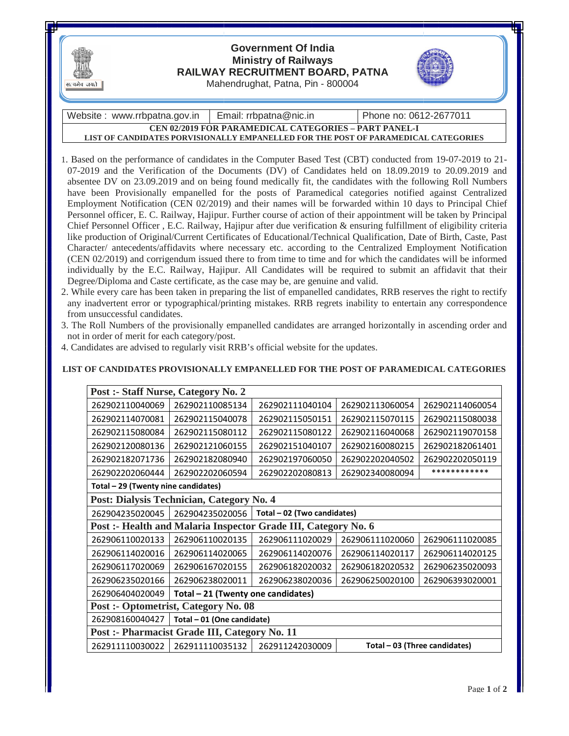# Government Of India
## Ministry of Railways
## RAILWAY RECRUITMENT BOARD, PATNA

Mahendrughat, Patna, Pin - 800004

| Website : www.rrbpatna.gov.in | Email: rrbpatna@nic.in | Phone no: 0612-2677011 |
|---|---|---|

**CEN 02/2019 FOR PARAMEDICAL CATEGORIES – PART PANEL-I**

**LIST OF CANDIDATES PORVISIONALLY EMPANELLED FOR THE POST OF PARAMEDICAL CATEGORIES**

1. Based on the performance of candidates in the Computer Based Test (CBT) conducted from 19-07-2019 to 21-07-2019 and the Verification of the Documents (DV) of Candidates held on 18.09.2019 to 20.09.2019 and absentee DV on 23.09.2019 and on being found medically fit, the candidates with the following Roll Numbers have been Provisionally empanelled for the posts of Paramedical categories notified against Centralized Employment Notification (CEN 02/2019) and their names will be forwarded within 10 days to Principal Chief Personnel officer, E. C. Railway, Hajipur. Further course of action of their appointment will be taken by Principal Chief Personnel Officer , E.C. Railway, Hajipur after due verification & ensuring fulfillment of eligibility criteria like production of Original/Current Certificates of Educational/Technical Qualification, Date of Birth, Caste, Past Character/ antecedents/affidavits where necessary etc. according to the Centralized Employment Notification (CEN 02/2019) and corrigendum issued there to from time to time and for which the candidates will be informed individually by the E.C. Railway, Hajipur. All Candidates will be required to submit an affidavit that their Degree/Diploma and Caste certificate, as the case may be, are genuine and valid.
2. While every care has been taken in preparing the list of empanelled candidates, RRB reserves the right to rectify any inadvertent error or typographical/printing mistakes. RRB regrets inability to entertain any correspondence from unsuccessful candidates.
3. The Roll Numbers of the provisionally empanelled candidates are arranged horizontally in ascending order and not in order of merit for each category/post.
4. Candidates are advised to regularly visit RRB's official website for the updates.

**LIST OF CANDIDATES PROVISIONALLY EMPANELLED FOR THE POST OF PARAMEDICAL CATEGORIES**

| **Post :- Staff Nurse, Category No. 2** | | | | |
|---|---|---|---|---|
| 262902110040069 | 262902110085134 | 262902111040104 | 262902113060054 | 262902114060054 |
| 262902114070081 | 262902115040078 | 262902115050151 | 262902115070115 | 262902115080038 |
| 262902115080084 | 262902115080112 | 262902115080122 | 262902116040068 | 262902119070158 |
| 262902120080136 | 262902121060155 | 262902151040107 | 262902160080215 | 262902182061401 |
| 262902182071736 | 262902182080940 | 262902197060050 | 262902202040502 | 262902202050119 |
| 262902202060444 | 262902202060594 | 262902202080813 | 262902340080094 | ************ |
| **Total – 29 (Twenty nine candidates)** | | | | |
| **Post: Dialysis Technician, Category No. 4** | | | | |
| 262904235020045 | 262904235020056 | **Total – 02 (Two candidates)** | | |
| **Post :- Health and Malaria Inspector Grade III, Category No. 6** | | | | |
| 262906110020133 | 262906110020135 | 262906111020029 | 262906111020060 | 262906111020085 |
| 262906114020016 | 262906114020065 | 262906114020076 | 262906114020117 | 262906114020125 |
| 262906117020069 | 262906167020155 | 262906182020032 | 262906182020532 | 262906235020093 |
| 262906235020166 | 262906238020011 | 262906238020036 | 262906250020100 | 262906393020001 |
| 262906404020049 | **Total – 21 (Twenty one candidates)** | | | |
| **Post :- Optometrist, Category No. 08** | | | | |
| 262908160040427 | **Total – 01 (One candidate)** | | | |
| **Post :- Pharmacist Grade III, Category No. 11** | | | | |
| 262911110030022 | 262911110035132 | 262911242030009 | **Total – 03 (Three candidates)** | |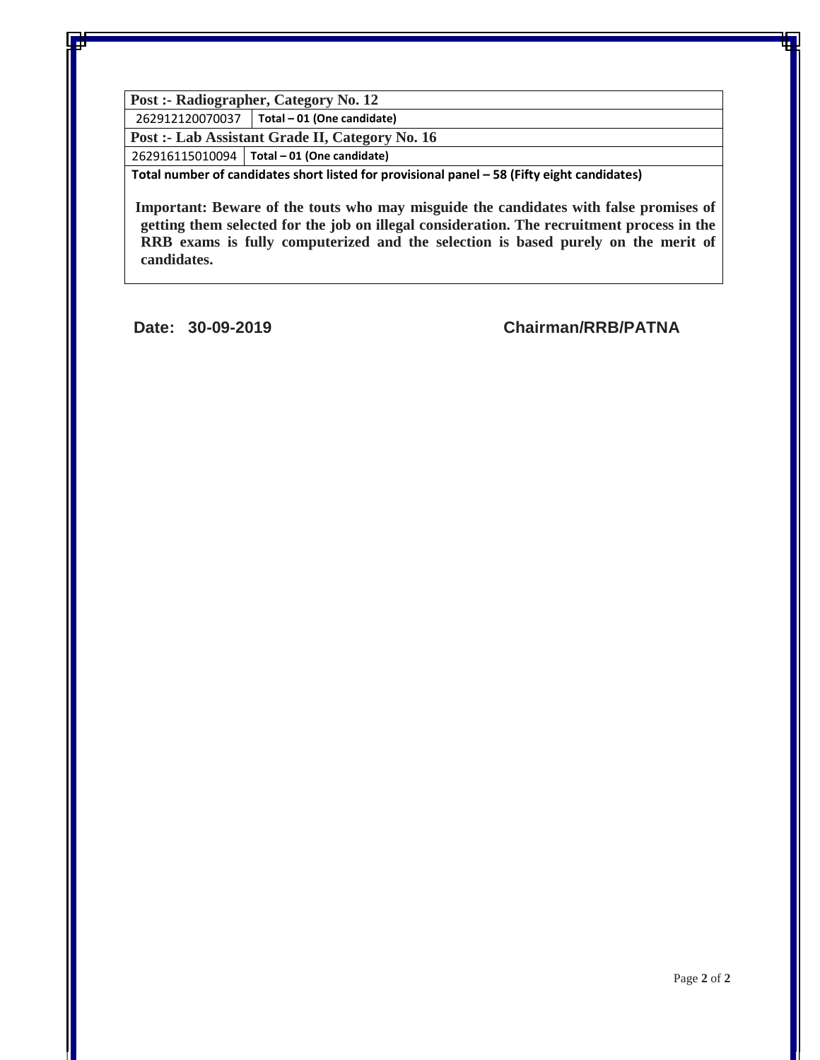**Post :- Radiographer, Category No. 12**

| | |
|---|---|
| 262912120070037 | **Total – 01 (One candidate)** |

**Post :- Lab Assistant Grade II, Category No. 16**

| | |
|---|---|
| 262916115010094 | **Total – 01 (One candidate)** |

**Total number of candidates short listed for provisional panel – 58 (Fifty eight candidates)**

**Important: Beware of the touts who may misguide the candidates with false promises of getting them selected for the job on illegal consideration. The recruitment process in the RRB exams is fully computerized and the selection is based purely on the merit of candidates.**

**Date: 30-09-2019** **Chairman/RRB/PATNA**